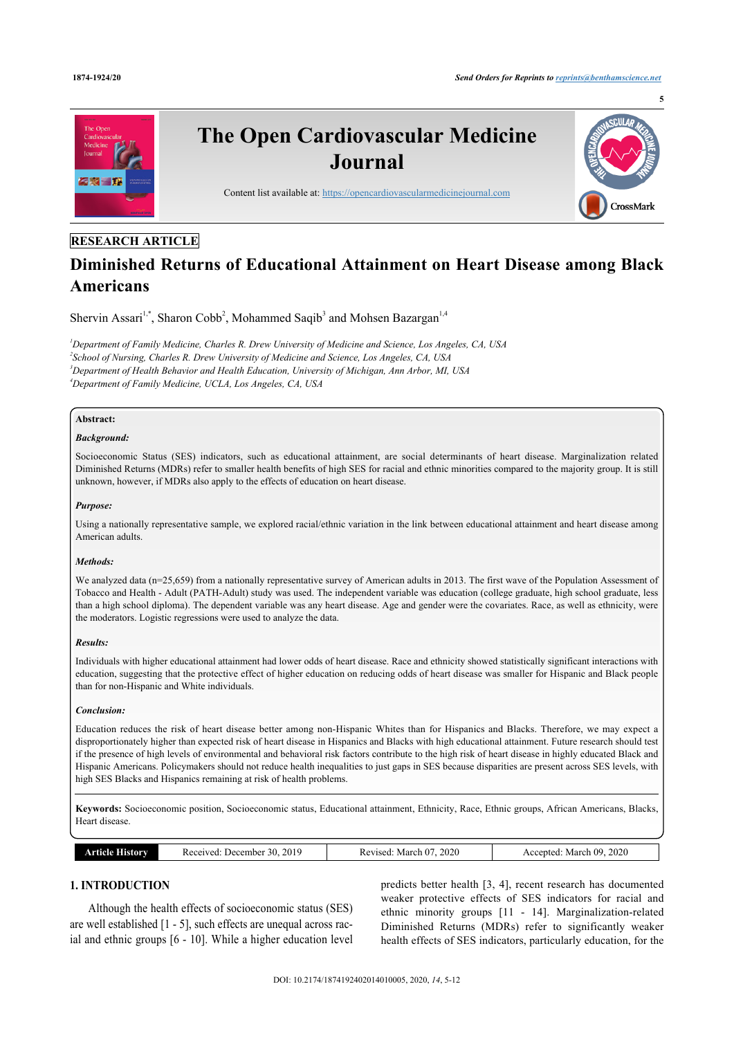RESEARCH ARTICLE

# Diminished Returns of Educational Attainment on Heart Disease among Black Americans

Shervin Assari[1,*], Sharon Cobb[2], Mohammed Saqib[3] and Mohsen Bazargan[1,4]

[1]Department of Family Medicine, Charles R. Drew University of Medicine and Science, Los Angeles, CA, USA
[2]School of Nursing, Charles R. Drew University of Medicine and Science, Los Angeles, CA, USA
[3]Department of Health Behavior and Health Education, University of Michigan, Ann Arbor, MI, USA
[4]Department of Family Medicine, UCLA, Los Angeles, CA, USA

**Abstract:**

***Background:***

Socioeconomic Status (SES) indicators, such as educational attainment, are social determinants of heart disease. Marginalization related Diminished Returns (MDRs) refer to smaller health benefits of high SES for racial and ethnic minorities compared to the majority group. It is still unknown, however, if MDRs also apply to the effects of education on heart disease.

***Purpose:***

Using a nationally representative sample, we explored racial/ethnic variation in the link between educational attainment and heart disease among American adults.

***Methods:***

We analyzed data (n=25,659) from a nationally representative survey of American adults in 2013. The first wave of the Population Assessment of Tobacco and Health - Adult (PATH-Adult) study was used. The independent variable was education (college graduate, high school graduate, less than a high school diploma). The dependent variable was any heart disease. Age and gender were the covariates. Race, as well as ethnicity, were the moderators. Logistic regressions were used to analyze the data.

***Results:***

Individuals with higher educational attainment had lower odds of heart disease. Race and ethnicity showed statistically significant interactions with education, suggesting that the protective effect of higher education on reducing odds of heart disease was smaller for Hispanic and Black people than for non-Hispanic and White individuals.

***Conclusion:***

Education reduces the risk of heart disease better among non-Hispanic Whites than for Hispanics and Blacks. Therefore, we may expect a disproportionately higher than expected risk of heart disease in Hispanics and Blacks with high educational attainment. Future research should test if the presence of high levels of environmental and behavioral risk factors contribute to the high risk of heart disease in highly educated Black and Hispanic Americans. Policymakers should not reduce health inequalities to just gaps in SES because disparities are present across SES levels, with high SES Blacks and Hispanics remaining at risk of health problems.

**Keywords:** Socioeconomic position, Socioeconomic status, Educational attainment, Ethnicity, Race, Ethnic groups, African Americans, Blacks, Heart disease.

| Article History | Received: December 30, 2019 | Revised: March 07, 2020 | Accepted: March 09, 2020 |
|---|---|---|---|

## 1. INTRODUCTION

Although the health effects of socioeconomic status (SES) are well established [1 - 5], such effects are unequal across racial and ethnic groups [6 - 10]. While a higher education level predicts better health [3, 4], recent research has documented weaker protective effects of SES indicators for racial and ethnic minority groups [11 - 14]. Marginalization-related Diminished Returns (MDRs) refer to significantly weaker health effects of SES indicators, particularly education, for the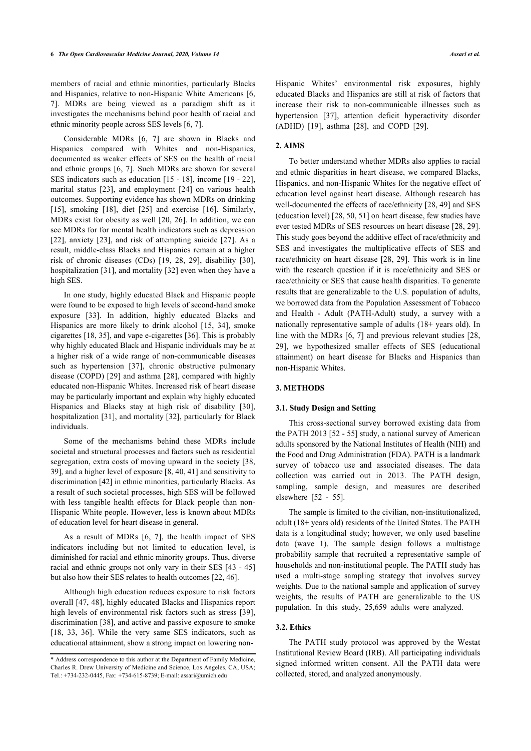members of racial and ethnic minorities, particularly Blacks and Hispanics, relative to non-Hispanic White Americans [6, 7]. MDRs are being viewed as a paradigm shift as it investigates the mechanisms behind poor health of racial and ethnic minority people across SES levels [6, 7].

Considerable MDRs [6, 7] are shown in Blacks and Hispanics compared with Whites and non-Hispanics, documented as weaker effects of SES on the health of racial and ethnic groups [6, 7]. Such MDRs are shown for several SES indicators such as education [15 - 18], income [19 - 22], marital status [23], and employment [24] on various health outcomes. Supporting evidence has shown MDRs on drinking [15], smoking [18], diet [25] and exercise [16]. Similarly, MDRs exist for obesity as well [20, 26]. In addition, we can see MDRs for for mental health indicators such as depression [22], anxiety [23], and risk of attempting suicide [27]. As a result, middle-class Blacks and Hispanics remain at a higher risk of chronic diseases (CDs) [19, 28, 29], disability [30], hospitalization [31], and mortality [32] even when they have a high SES.

In one study, highly educated Black and Hispanic people were found to be exposed to high levels of second-hand smoke exposure [33]. In addition, highly educated Blacks and Hispanics are more likely to drink alcohol [15, 34], smoke cigarettes [18, 35], and vape e-cigarettes [36]. This is probably why highly educated Black and Hispanic individuals may be at a higher risk of a wide range of non-communicable diseases such as hypertension [37], chronic obstructive pulmonary disease (COPD) [29] and asthma [28], compared with highly educated non-Hispanic Whites. Increased risk of heart disease may be particularly important and explain why highly educated Hispanics and Blacks stay at high risk of disability [30], hospitalization [31], and mortality [32], particularly for Black individuals.

Some of the mechanisms behind these MDRs include societal and structural processes and factors such as residential segregation, extra costs of moving upward in the society [38, 39], and a higher level of exposure [8, 40, 41] and sensitivity to discrimination [42] in ethnic minorities, particularly Blacks. As a result of such societal processes, high SES will be followed with less tangible health effects for Black people than non-Hispanic White people. However, less is known about MDRs of education level for heart disease in general.

As a result of MDRs [6, 7], the health impact of SES indicators including but not limited to education level, is diminished for racial and ethnic minority groups. Thus, diverse racial and ethnic groups not only vary in their SES [43 - 45] but also how their SES relates to health outcomes [22, 46].

Although high education reduces exposure to risk factors overall [47, 48], highly educated Blacks and Hispanics report high levels of environmental risk factors such as stress [39], discrimination [38], and active and passive exposure to smoke [18, 33, 36]. While the very same SES indicators, such as educational attainment, show a strong impact on lowering non-Hispanic Whites' environmental risk exposures, highly educated Blacks and Hispanics are still at risk of factors that increase their risk to non-communicable illnesses such as hypertension [37], attention deficit hyperactivity disorder (ADHD) [19], asthma [28], and COPD [29].

## 2. AIMS

To better understand whether MDRs also applies to racial and ethnic disparities in heart disease, we compared Blacks, Hispanics, and non-Hispanic Whites for the negative effect of education level against heart disease. Although research has well-documented the effects of race/ethnicity [28, 49] and SES (education level) [28, 50, 51] on heart disease, few studies have ever tested MDRs of SES resources on heart disease [28, 29]. This study goes beyond the additive effect of race/ethnicity and SES and investigates the multiplicative effects of SES and race/ethnicity on heart disease [28, 29]. This work is in line with the research question if it is race/ethnicity and SES or race/ethnicity or SES that cause health disparities. To generate results that are generalizable to the U.S. population of adults, we borrowed data from the Population Assessment of Tobacco and Health - Adult (PATH-Adult) study, a survey with a nationally representative sample of adults (18+ years old). In line with the MDRs [6, 7] and previous relevant studies [28, 29], we hypothesized smaller effects of SES (educational attainment) on heart disease for Blacks and Hispanics than non-Hispanic Whites.

## 3. METHODS

### 3.1. Study Design and Setting

This cross-sectional survey borrowed existing data from the PATH 2013 [52 - 55] study, a national survey of American adults sponsored by the National Institutes of Health (NIH) and the Food and Drug Administration (FDA). PATH is a landmark survey of tobacco use and associated diseases. The data collection was carried out in 2013. The PATH design, sampling, sample design, and measures are described elsewhere [52 - 55].

The sample is limited to the civilian, non-institutionalized, adult (18+ years old) residents of the United States. The PATH data is a longitudinal study; however, we only used baseline data (wave 1). The sample design follows a multistage probability sample that recruited a representative sample of households and non-institutional people. The PATH study has used a multi-stage sampling strategy that involves survey weights. Due to the national sample and application of survey weights, the results of PATH are generalizable to the US population. In this study, 25,659 adults were analyzed.

### 3.2. Ethics

The PATH study protocol was approved by the Westat Institutional Review Board (IRB). All participating individuals signed informed written consent. All the PATH data were collected, stored, and analyzed anonymously.

* Address correspondence to this author at the Department of Family Medicine, Charles R. Drew University of Medicine and Science, Los Angeles, CA, USA; Tel.: +734-232-0445, Fax: +734-615-8739; E-mail: assari@umich.edu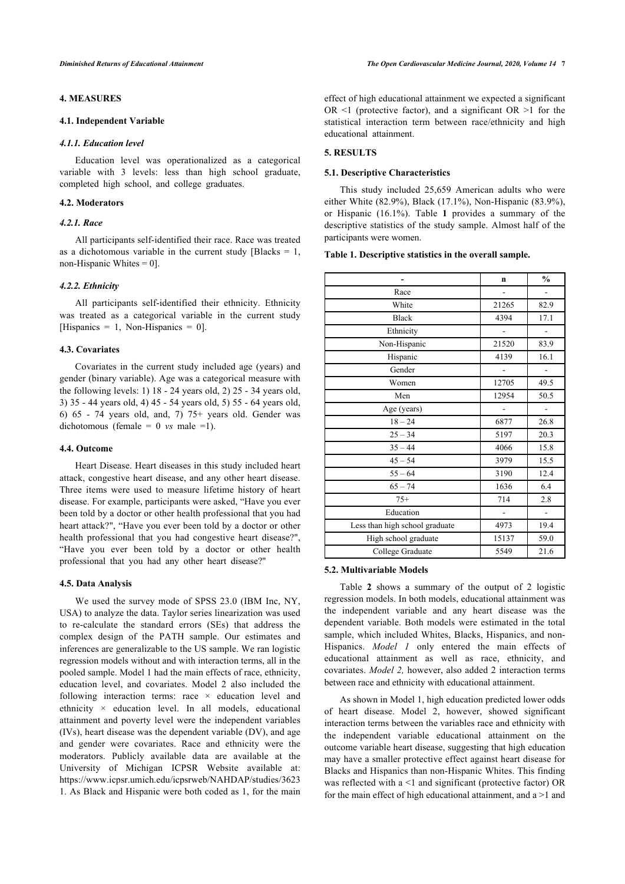## 4. MEASURES

### 4.1. Independent Variable

#### *4.1.1. Education level*

Education level was operationalized as a categorical variable with 3 levels: less than high school graduate, completed high school, and college graduates.

### 4.2. Moderators

#### *4.2.1. Race*

All participants self-identified their race. Race was treated as a dichotomous variable in the current study [Blacks = 1, non-Hispanic Whites = 0].

#### *4.2.2. Ethnicity*

All participants self-identified their ethnicity. Ethnicity was treated as a categorical variable in the current study [Hispanics = 1, Non-Hispanics = 0].

### 4.3. Covariates

Covariates in the current study included age (years) and gender (binary variable). Age was a categorical measure with the following levels: 1) 18 - 24 years old, 2) 25 - 34 years old, 3) 35 - 44 years old, 4) 45 - 54 years old, 5) 55 - 64 years old, 6) 65 - 74 years old, and, 7) 75+ years old. Gender was dichotomous (female = 0 *vs* male =1).

### 4.4. Outcome

Heart Disease. Heart diseases in this study included heart attack, congestive heart disease, and any other heart disease. Three items were used to measure lifetime history of heart disease. For example, participants were asked, "Have you ever been told by a doctor or other health professional that you had heart attack?", "Have you ever been told by a doctor or other health professional that you had congestive heart disease?", "Have you ever been told by a doctor or other health professional that you had any other heart disease?"

### 4.5. Data Analysis

We used the survey mode of SPSS 23.0 (IBM Inc, NY, USA) to analyze the data. Taylor series linearization was used to re-calculate the standard errors (SEs) that address the complex design of the PATH sample. Our estimates and inferences are generalizable to the US sample. We ran logistic regression models without and with interaction terms, all in the pooled sample. Model 1 had the main effects of race, ethnicity, education level, and covariates. Model 2 also included the following interaction terms: race × education level and ethnicity × education level. In all models, educational attainment and poverty level were the independent variables (IVs), heart disease was the dependent variable (DV), and age and gender were covariates. Race and ethnicity were the moderators. Publicly available data are available at the University of Michigan ICPSR Website available at: https://www.icpsr.umich.edu/icpsrweb/NAHDAP/studies/36231. As Black and Hispanic were both coded as 1, for the main effect of high educational attainment we expected a significant OR <1 (protective factor), and a significant OR >1 for the statistical interaction term between race/ethnicity and high educational attainment.

## 5. RESULTS

### 5.1. Descriptive Characteristics

This study included 25,659 American adults who were either White (82.9%), Black (17.1%), Non-Hispanic (83.9%), or Hispanic (16.1%). Table **1** provides a summary of the descriptive statistics of the study sample. Almost half of the participants were women.

**Table 1. Descriptive statistics in the overall sample.**

| - | n | % |
|---|---|---|
| Race | - | - |
| White | 21265 | 82.9 |
| Black | 4394 | 17.1 |
| Ethnicity | - | - |
| Non-Hispanic | 21520 | 83.9 |
| Hispanic | 4139 | 16.1 |
| Gender | - | - |
| Women | 12705 | 49.5 |
| Men | 12954 | 50.5 |
| Age (years) | - | - |
| 18 – 24 | 6877 | 26.8 |
| 25 – 34 | 5197 | 20.3 |
| 35 – 44 | 4066 | 15.8 |
| 45 – 54 | 3979 | 15.5 |
| 55 – 64 | 3190 | 12.4 |
| 65 – 74 | 1636 | 6.4 |
| 75+ | 714 | 2.8 |
| Education | - | - |
| Less than high school graduate | 4973 | 19.4 |
| High school graduate | 15137 | 59.0 |
| College Graduate | 5549 | 21.6 |

### 5.2. Multivariable Models

Table **2** shows a summary of the output of 2 logistic regression models. In both models, educational attainment was the independent variable and any heart disease was the dependent variable. Both models were estimated in the total sample, which included Whites, Blacks, Hispanics, and non-Hispanics. *Model 1* only entered the main effects of educational attainment as well as race, ethnicity, and covariates. *Model 2,* however, also added 2 interaction terms between race and ethnicity with educational attainment.

As shown in Model 1, high education predicted lower odds of heart disease. Model 2, however, showed significant interaction terms between the variables race and ethnicity with the independent variable educational attainment on the outcome variable heart disease, suggesting that high education may have a smaller protective effect against heart disease for Blacks and Hispanics than non-Hispanic Whites. This finding was reflected with a <1 and significant (protective factor) OR for the main effect of high educational attainment, and a >1 and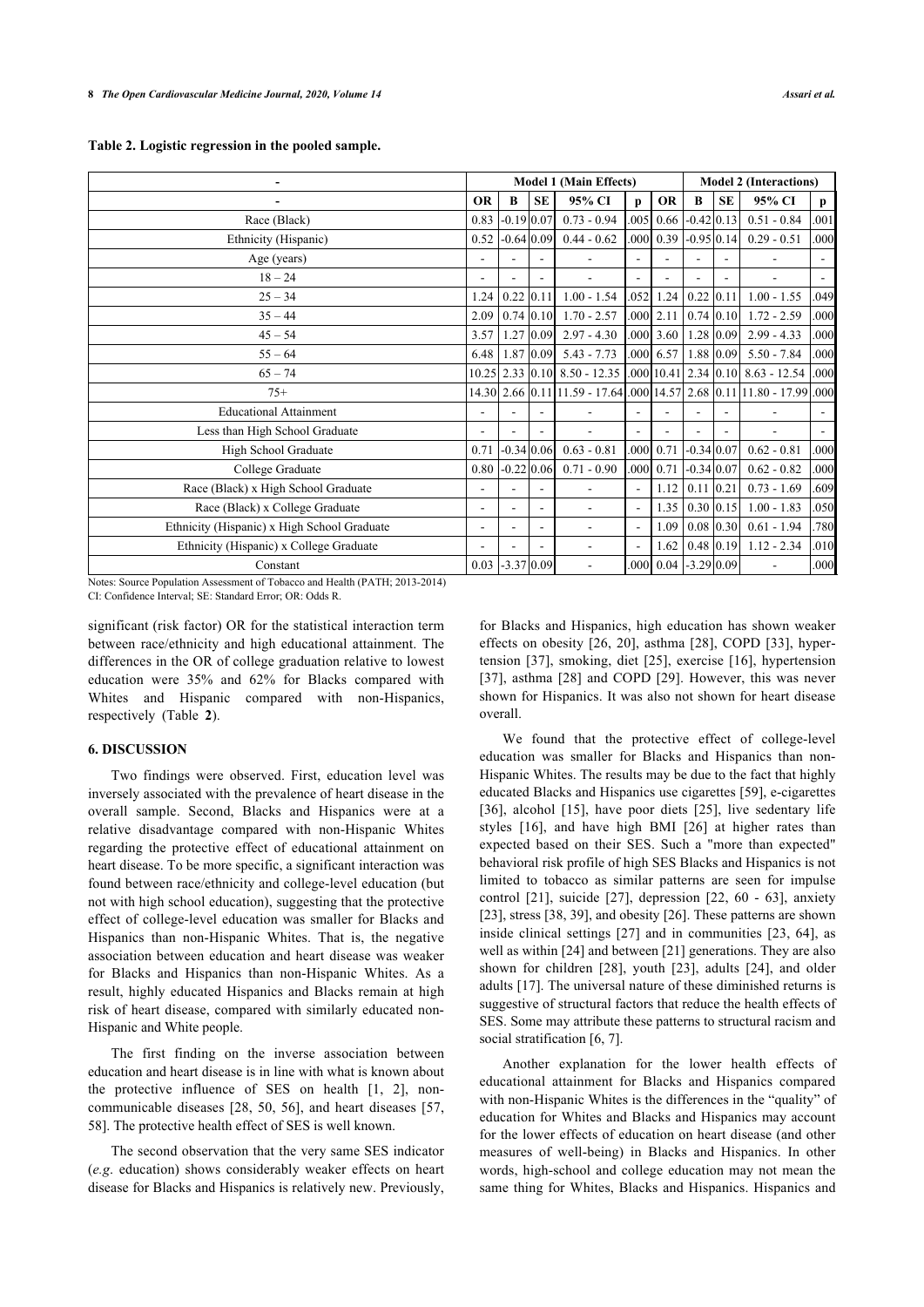**Table 2. Logistic regression in the pooled sample.**

| - | Model 1 (Main Effects) | | | | | Model 2 (Interactions) | | | | |
|---|---|---|---|---|---|---|---|---|---|---|
| - | OR | B | SE | 95% CI | p | OR | B | SE | 95% CI | p |
| Race (Black) | 0.83 | -0.19 | 0.07 | 0.73 - 0.94 | .005 | 0.66 | -0.42 | 0.13 | 0.51 - 0.84 | .001 |
| Ethnicity (Hispanic) | 0.52 | -0.64 | 0.09 | 0.44 - 0.62 | .000 | 0.39 | -0.95 | 0.14 | 0.29 - 0.51 | .000 |
| Age (years) | - | - | - | - | - | - | - | - | - | - |
| 18 – 24 | - | - | - | - | - | - | - | - | - | - |
| 25 – 34 | 1.24 | 0.22 | 0.11 | 1.00 - 1.54 | .052 | 1.24 | 0.22 | 0.11 | 1.00 - 1.55 | .049 |
| 35 – 44 | 2.09 | 0.74 | 0.10 | 1.70 - 2.57 | .000 | 2.11 | 0.74 | 0.10 | 1.72 - 2.59 | .000 |
| 45 – 54 | 3.57 | 1.27 | 0.09 | 2.97 - 4.30 | .000 | 3.60 | 1.28 | 0.09 | 2.99 - 4.33 | .000 |
| 55 – 64 | 6.48 | 1.87 | 0.09 | 5.43 - 7.73 | .000 | 6.57 | 1.88 | 0.09 | 5.50 - 7.84 | .000 |
| 65 – 74 | 10.25 | 2.33 | 0.10 | 8.50 - 12.35 | .000 | 10.41 | 2.34 | 0.10 | 8.63 - 12.54 | .000 |
| 75+ | 14.30 | 2.66 | 0.11 | 11.59 - 17.64 | .000 | 14.57 | 2.68 | 0.11 | 11.80 - 17.99 | .000 |
| Educational Attainment | - | - | - | - | - | - | - | - | - | - |
| Less than High School Graduate | - | - | - | - | - | - | - | - | - | - |
| High School Graduate | 0.71 | -0.34 | 0.06 | 0.63 - 0.81 | .000 | 0.71 | -0.34 | 0.07 | 0.62 - 0.81 | .000 |
| College Graduate | 0.80 | -0.22 | 0.06 | 0.71 - 0.90 | .000 | 0.71 | -0.34 | 0.07 | 0.62 - 0.82 | .000 |
| Race (Black) x High School Graduate | - | - | - | - | - | 1.12 | 0.11 | 0.21 | 0.73 - 1.69 | .609 |
| Race (Black) x College Graduate | - | - | - | - | - | 1.35 | 0.30 | 0.15 | 1.00 - 1.83 | .050 |
| Ethnicity (Hispanic) x High School Graduate | - | - | - | - | - | 1.09 | 0.08 | 0.30 | 0.61 - 1.94 | .780 |
| Ethnicity (Hispanic) x College Graduate | - | - | - | - | - | 1.62 | 0.48 | 0.19 | 1.12 - 2.34 | .010 |
| Constant | 0.03 | -3.37 | 0.09 | - | .000 | 0.04 | -3.29 | 0.09 | - | .000 |

Notes: Source Population Assessment of Tobacco and Health (PATH; 2013-2014)
CI: Confidence Interval; SE: Standard Error; OR: Odds R.

significant (risk factor) OR for the statistical interaction term between race/ethnicity and high educational attainment. The differences in the OR of college graduation relative to lowest education were 35% and 62% for Blacks compared with Whites and Hispanic compared with non-Hispanics, respectively (Table **2**).

## 6. DISCUSSION

Two findings were observed. First, education level was inversely associated with the prevalence of heart disease in the overall sample. Second, Blacks and Hispanics were at a relative disadvantage compared with non-Hispanic Whites regarding the protective effect of educational attainment on heart disease. To be more specific, a significant interaction was found between race/ethnicity and college-level education (but not with high school education), suggesting that the protective effect of college-level education was smaller for Blacks and Hispanics than non-Hispanic Whites. That is, the negative association between education and heart disease was weaker for Blacks and Hispanics than non-Hispanic Whites. As a result, highly educated Hispanics and Blacks remain at high risk of heart disease, compared with similarly educated non-Hispanic and White people.

The first finding on the inverse association between education and heart disease is in line with what is known about the protective influence of SES on health [1, 2], non-communicable diseases [28, 50, 56], and heart diseases [57, 58]. The protective health effect of SES is well known.

The second observation that the very same SES indicator (*e.g.* education) shows considerably weaker effects on heart disease for Blacks and Hispanics is relatively new. Previously, for Blacks and Hispanics, high education has shown weaker effects on obesity [26, 20], asthma [28], COPD [33], hypertension [37], smoking, diet [25], exercise [16], hypertension [37], asthma [28] and COPD [29]. However, this was never shown for Hispanics. It was also not shown for heart disease overall.

We found that the protective effect of college-level education was smaller for Blacks and Hispanics than non-Hispanic Whites. The results may be due to the fact that highly educated Blacks and Hispanics use cigarettes [59], e-cigarettes [36], alcohol [15], have poor diets [25], live sedentary life styles [16], and have high BMI [26] at higher rates than expected based on their SES. Such a "more than expected" behavioral risk profile of high SES Blacks and Hispanics is not limited to tobacco as similar patterns are seen for impulse control [21], suicide [27], depression [22, 60 - 63], anxiety [23], stress [38, 39], and obesity [26]. These patterns are shown inside clinical settings [27] and in communities [23, 64], as well as within [24] and between [21] generations. They are also shown for children [28], youth [23], adults [24], and older adults [17]. The universal nature of these diminished returns is suggestive of structural factors that reduce the health effects of SES. Some may attribute these patterns to structural racism and social stratification [6, 7].

Another explanation for the lower health effects of educational attainment for Blacks and Hispanics compared with non-Hispanic Whites is the differences in the "quality" of education for Whites and Blacks and Hispanics may account for the lower effects of education on heart disease (and other measures of well-being) in Blacks and Hispanics. In other words, high-school and college education may not mean the same thing for Whites, Blacks and Hispanics. Hispanics and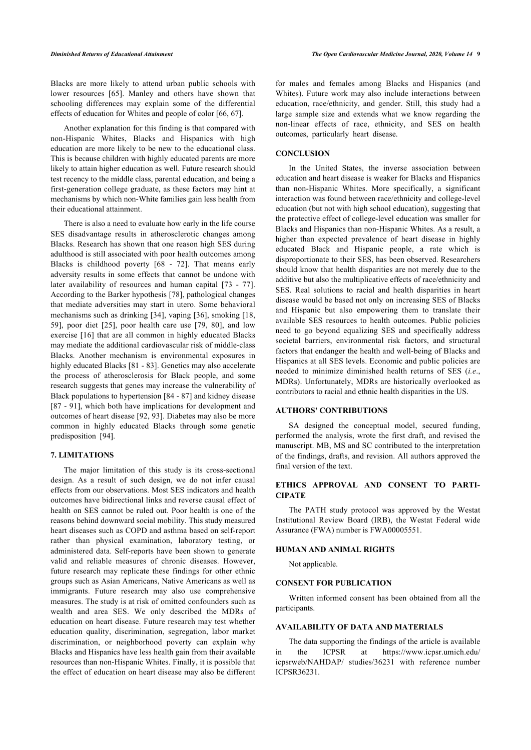Blacks are more likely to attend urban public schools with lower resources [65]. Manley and others have shown that schooling differences may explain some of the differential effects of education for Whites and people of color [66, 67].

Another explanation for this finding is that compared with non-Hispanic Whites, Blacks and Hispanics with high education are more likely to be new to the educational class. This is because children with highly educated parents are more likely to attain higher education as well. Future research should test recency to the middle class, parental education, and being a first-generation college graduate, as these factors may hint at mechanisms by which non-White families gain less health from their educational attainment.

There is also a need to evaluate how early in the life course SES disadvantage results in atherosclerotic changes among Blacks. Research has shown that one reason high SES during adulthood is still associated with poor health outcomes among Blacks is childhood poverty [68 - 72]. That means early adversity results in some effects that cannot be undone with later availability of resources and human capital [73 - 77]. According to the Barker hypothesis [78], pathological changes that mediate adversities may start in utero. Some behavioral mechanisms such as drinking [34], vaping [36], smoking [18, 59], poor diet [25], poor health care use [79, 80], and low exercise [16] that are all common in highly educated Blacks may mediate the additional cardiovascular risk of middle-class Blacks. Another mechanism is environmental exposures in highly educated Blacks [81 - 83]. Genetics may also accelerate the process of atherosclerosis for Black people, and some research suggests that genes may increase the vulnerability of Black populations to hypertension [84 - 87] and kidney disease [87 - 91], which both have implications for development and outcomes of heart disease [92, 93]. Diabetes may also be more common in highly educated Blacks through some genetic predisposition [94].

## 7. LIMITATIONS

The major limitation of this study is its cross-sectional design. As a result of such design, we do not infer causal effects from our observations. Most SES indicators and health outcomes have bidirectional links and reverse causal effect of health on SES cannot be ruled out. Poor health is one of the reasons behind downward social mobility. This study measured heart diseases such as COPD and asthma based on self-report rather than physical examination, laboratory testing, or administered data. Self-reports have been shown to generate valid and reliable measures of chronic diseases. However, future research may replicate these findings for other ethnic groups such as Asian Americans, Native Americans as well as immigrants. Future research may also use comprehensive measures. The study is at risk of omitted confounders such as wealth and area SES. We only described the MDRs of education on heart disease. Future research may test whether education quality, discrimination, segregation, labor market discrimination, or neighborhood poverty can explain why Blacks and Hispanics have less health gain from their available resources than non-Hispanic Whites. Finally, it is possible that the effect of education on heart disease may also be different for males and females among Blacks and Hispanics (and Whites). Future work may also include interactions between education, race/ethnicity, and gender. Still, this study had a large sample size and extends what we know regarding the non-linear effects of race, ethnicity, and SES on health outcomes, particularly heart disease.

## CONCLUSION

In the United States, the inverse association between education and heart disease is weaker for Blacks and Hispanics than non-Hispanic Whites. More specifically, a significant interaction was found between race/ethnicity and college-level education (but not with high school education), suggesting that the protective effect of college-level education was smaller for Blacks and Hispanics than non-Hispanic Whites. As a result, a higher than expected prevalence of heart disease in highly educated Black and Hispanic people, a rate which is disproportionate to their SES, has been observed. Researchers should know that health disparities are not merely due to the additive but also the multiplicative effects of race/ethnicity and SES. Real solutions to racial and health disparities in heart disease would be based not only on increasing SES of Blacks and Hispanic but also empowering them to translate their available SES resources to health outcomes. Public policies need to go beyond equalizing SES and specifically address societal barriers, environmental risk factors, and structural factors that endanger the health and well-being of Blacks and Hispanics at all SES levels. Economic and public policies are needed to minimize diminished health returns of SES (*i.e*., MDRs). Unfortunately, MDRs are historically overlooked as contributors to racial and ethnic health disparities in the US.

## AUTHORS' CONTRIBUTIONS

SA designed the conceptual model, secured funding, performed the analysis, wrote the first draft, and revised the manuscript. MB, MS and SC contributed to the interpretation of the findings, drafts, and revision. All authors approved the final version of the text.

## ETHICS APPROVAL AND CONSENT TO PARTICIPATE

The PATH study protocol was approved by the Westat Institutional Review Board (IRB), the Westat Federal wide Assurance (FWA) number is FWA00005551.

## HUMAN AND ANIMAL RIGHTS

Not applicable.

## CONSENT FOR PUBLICATION

Written informed consent has been obtained from all the participants.

## AVAILABILITY OF DATA AND MATERIALS

The data supporting the findings of the article is available in the ICPSR at https://www.icpsr.umich.edu/icpsrweb/NAHDAP/ studies/36231 with reference number ICPSR36231.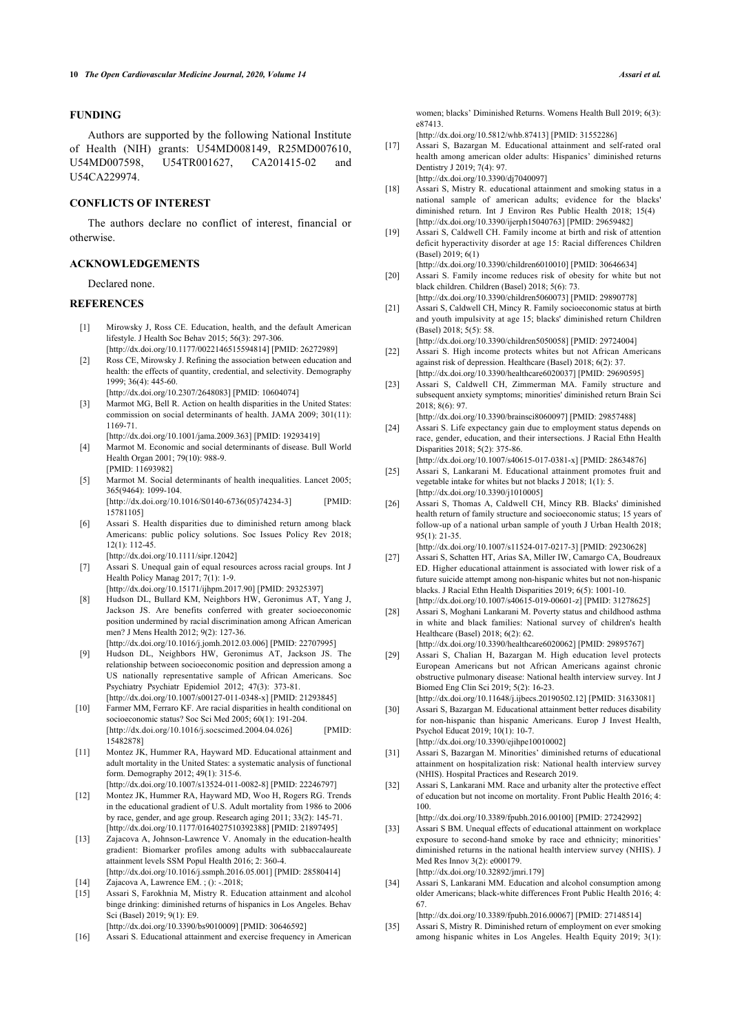## FUNDING

Authors are supported by the following National Institute of Health (NIH) grants: U54MD008149, R25MD007610, U54MD007598, U54TR001627, CA201415-02 and U54CA229974.

## CONFLICTS OF INTEREST

The authors declare no conflict of interest, financial or otherwise.

## ACKNOWLEDGEMENTS

Declared none.

## REFERENCES

[1] Mirowsky J, Ross CE. Education, health, and the default American lifestyle. J Health Soc Behav 2015; 56(3): 297-306. [http://dx.doi.org/10.1177/0022146515594814] [PMID: 26272989]

[2] Ross CE, Mirowsky J. Refining the association between education and health: the effects of quantity, credential, and selectivity. Demography 1999; 36(4): 445-60. [http://dx.doi.org/10.2307/2648083] [PMID: 10604074]

[3] Marmot MG, Bell R. Action on health disparities in the United States: commission on social determinants of health. JAMA 2009; 301(11): 1169-71. [http://dx.doi.org/10.1001/jama.2009.363] [PMID: 19293419]

[4] Marmot M. Economic and social determinants of disease. Bull World Health Organ 2001; 79(10): 988-9. [PMID: 11693982]

[5] Marmot M. Social determinants of health inequalities. Lancet 2005; 365(9464): 1099-104. [http://dx.doi.org/10.1016/S0140-6736(05)74234-3] [PMID: 15781105]

[6] Assari S. Health disparities due to diminished return among black Americans: public policy solutions. Soc Issues Policy Rev 2018; 12(1): 112-45. [http://dx.doi.org/10.1111/sipr.12042]

[7] Assari S. Unequal gain of equal resources across racial groups. Int J Health Policy Manag 2017; 7(1): 1-9. [http://dx.doi.org/10.15171/ijhpm.2017.90] [PMID: 29325397]

[8] Hudson DL, Bullard KM, Neighbors HW, Geronimus AT, Yang J, Jackson JS. Are benefits conferred with greater socioeconomic position undermined by racial discrimination among African American men? J Mens Health 2012; 9(2): 127-36. [http://dx.doi.org/10.1016/j.jomh.2012.03.006] [PMID: 22707995]

[9] Hudson DL, Neighbors HW, Geronimus AT, Jackson JS. The relationship between socioeconomic position and depression among a US nationally representative sample of African Americans. Soc Psychiatry Psychiatr Epidemiol 2012; 47(3): 373-81. [http://dx.doi.org/10.1007/s00127-011-0348-x] [PMID: 21293845]

[10] Farmer MM, Ferraro KF. Are racial disparities in health conditional on socioeconomic status? Soc Sci Med 2005; 60(1): 191-204. [http://dx.doi.org/10.1016/j.socscimed.2004.04.026] [PMID: 15482878]

[11] Montez JK, Hummer RA, Hayward MD. Educational attainment and adult mortality in the United States: a systematic analysis of functional form. Demography 2012; 49(1): 315-6. [http://dx.doi.org/10.1007/s13524-011-0082-8] [PMID: 22246797]

[12] Montez JK, Hummer RA, Hayward MD, Woo H, Rogers RG. Trends in the educational gradient of U.S. Adult mortality from 1986 to 2006 by race, gender, and age group. Research aging 2011; 33(2): 145-71. [http://dx.doi.org/10.1177/0164027510392388] [PMID: 21897495]

[13] Zajacova A, Johnson-Lawrence V. Anomaly in the education-health gradient: Biomarker profiles among adults with subbaccalaureate attainment levels SSM Popul Health 2016; 2: 360-4. [http://dx.doi.org/10.1016/j.ssmph.2016.05.001] [PMID: 28580414]

[14] Zajacova A, Lawrence EM. ; (): -.2018;

[15] Assari S, Farokhnia M, Mistry R. Education attainment and alcohol binge drinking: diminished returns of hispanics in Los Angeles. Behav Sci (Basel) 2019; 9(1): E9. [http://dx.doi.org/10.3390/bs9010009] [PMID: 30646592]

[16] Assari S. Educational attainment and exercise frequency in American women; blacks' Diminished Returns. Womens Health Bull 2019; 6(3): e87413. [http://dx.doi.org/10.5812/whb.87413] [PMID: 31552286]

[17] Assari S, Bazargan M. Educational attainment and self-rated oral health among american older adults: Hispanics' diminished returns Dentistry J 2019; 7(4): 97. [http://dx.doi.org/10.3390/dj7040097]

[18] Assari S, Mistry R. educational attainment and smoking status in a national sample of american adults; evidence for the blacks' diminished return. Int J Environ Res Public Health 2018; 15(4) [http://dx.doi.org/10.3390/ijerph15040763] [PMID: 29659482]

[19] Assari S, Caldwell CH. Family income at birth and risk of attention deficit hyperactivity disorder at age 15: Racial differences Children (Basel) 2019; 6(1) [http://dx.doi.org/10.3390/children6010010] [PMID: 30646634]

[20] Assari S. Family income reduces risk of obesity for white but not black children. Children (Basel) 2018; 5(6): 73. [http://dx.doi.org/10.3390/children5060073] [PMID: 29890778]

[21] Assari S, Caldwell CH, Mincy R. Family socioeconomic status at birth and youth impulsivity at age 15; blacks' diminished return Children (Basel) 2018; 5(5): 58. [http://dx.doi.org/10.3390/children5050058] [PMID: 29724004]

[22] Assari S. High income protects whites but not African Americans against risk of depression. Healthcare (Basel) 2018; 6(2): 37. [http://dx.doi.org/10.3390/healthcare6020037] [PMID: 29690595]

[23] Assari S, Caldwell CH, Zimmerman MA. Family structure and subsequent anxiety symptoms; minorities' diminished return Brain Sci 2018; 8(6): 97. [http://dx.doi.org/10.3390/brainsci8060097] [PMID: 29857488]

[24] Assari S. Life expectancy gain due to employment status depends on race, gender, education, and their intersections. J Racial Ethn Health Disparities 2018; 5(2): 375-86. [http://dx.doi.org/10.1007/s40615-017-0381-x] [PMID: 28634876]

[25] Assari S, Lankarani M. Educational attainment promotes fruit and vegetable intake for whites but not blacks J 2018; 1(1): 5. [http://dx.doi.org/10.3390/j1010005]

[26] Assari S, Thomas A, Caldwell CH, Mincy RB. Blacks' diminished health return of family structure and socioeconomic status; 15 years of follow-up of a national urban sample of youth J Urban Health 2018; 95(1): 21-35. [http://dx.doi.org/10.1007/s11524-017-0217-3] [PMID: 29230628]

[27] Assari S, Schatten HT, Arias SA, Miller IW, Camargo CA, Boudreaux ED. Higher educational attainment is associated with lower risk of a future suicide attempt among non-hispanic whites but not non-hispanic blacks. J Racial Ethn Health Disparities 2019; 6(5): 1001-10. [http://dx.doi.org/10.1007/s40615-019-00601-z] [PMID: 31278625]

[28] Assari S, Moghani Lankarani M. Poverty status and childhood asthma in white and black families: National survey of children's health Healthcare (Basel) 2018; 6(2): 62. [http://dx.doi.org/10.3390/healthcare6020062] [PMID: 29895767]

[29] Assari S, Chalian H, Bazargan M. High education level protects European Americans but not African Americans against chronic obstructive pulmonary disease: National health interview survey. Int J Biomed Eng Clin Sci 2019; 5(2): 16-23. [http://dx.doi.org/10.11648/j.ijbecs.20190502.12] [PMID: 31633081]

[30] Assari S, Bazargan M. Educational attainment better reduces disability for non-hispanic than hispanic Americans. Europ J Invest Health, Psychol Educat 2019; 10(1): 10-7. [http://dx.doi.org/10.3390/ejihpe10010002]

[31] Assari S, Bazargan M. Minorities' diminished returns of educational attainment on hospitalization risk: National health interview survey (NHIS). Hospital Practices and Research 2019.

[32] Assari S, Lankarani MM. Race and urbanity alter the protective effect of education but not income on mortality. Front Public Health 2016; 4: 100. [http://dx.doi.org/10.3389/fpubh.2016.00100] [PMID: 27242992]

[33] Assari S BM. Unequal effects of educational attainment on workplace exposure to second-hand smoke by race and ethnicity; minorities' diminished returns in the national health interview survey (NHIS). J Med Res Innov 3(2): e000179. [http://dx.doi.org/10.32892/jmri.179]

[34] Assari S, Lankarani MM. Education and alcohol consumption among older Americans; black-white differences Front Public Health 2016; 4: 67. [http://dx.doi.org/10.3389/fpubh.2016.00067] [PMID: 27148514]

[35] Assari S, Mistry R. Diminished return of employment on ever smoking among hispanic whites in Los Angeles. Health Equity 2019; 3(1):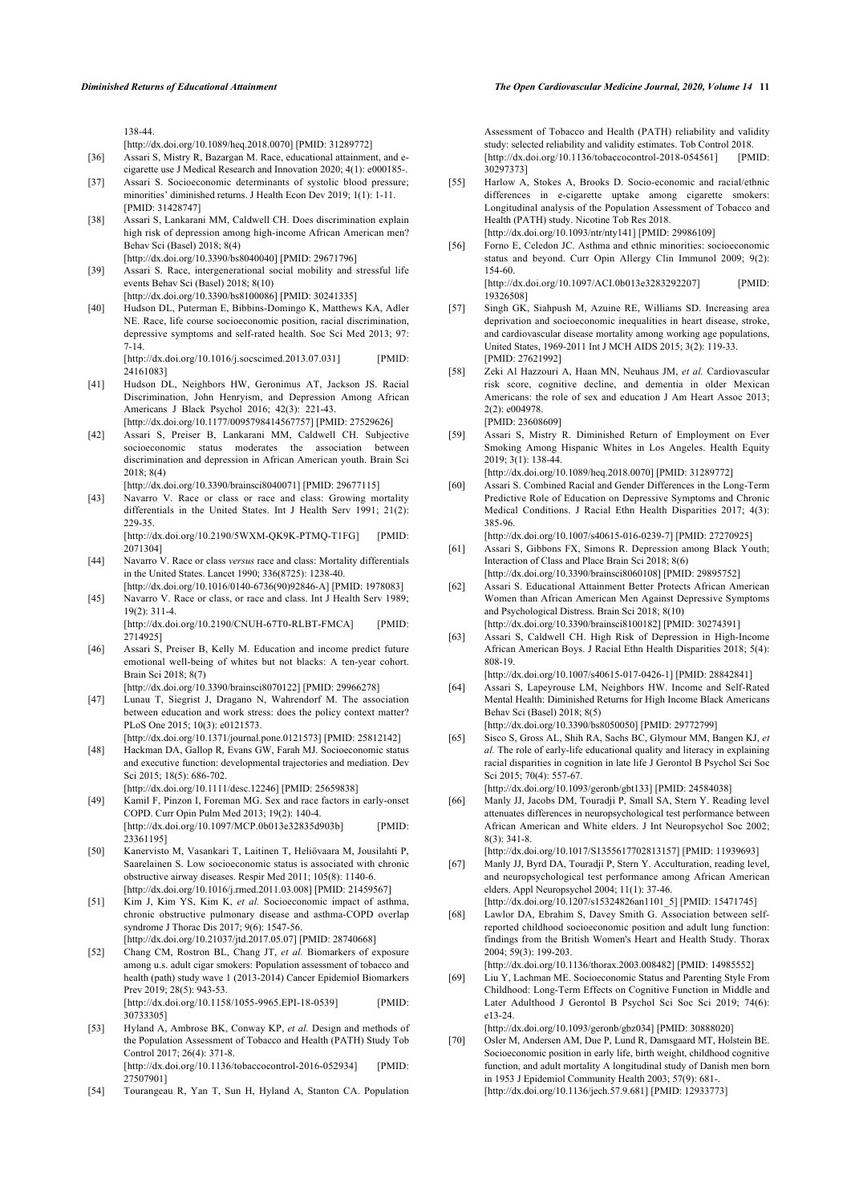138-44.
[http://dx.doi.org/10.1089/heq.2018.0070] [PMID: 31289772]

[36] Assari S, Mistry R, Bazargan M. Race, educational attainment, and e-cigarette use J Medical Research and Innovation 2020; 4(1): e000185-.

[37] Assari S. Socioeconomic determinants of systolic blood pressure; minorities' diminished returns. J Health Econ Dev 2019; 1(1): 1-11. [PMID: 31428747]

[38] Assari S, Lankarani MM, Caldwell CH. Does discrimination explain high risk of depression among high-income African American men? Behav Sci (Basel) 2018; 8(4)
[http://dx.doi.org/10.3390/bs8040040] [PMID: 29671796]

[39] Assari S. Race, intergenerational social mobility and stressful life events Behav Sci (Basel) 2018; 8(10)
[http://dx.doi.org/10.3390/bs8100086] [PMID: 30241335]

[40] Hudson DL, Puterman E, Bibbins-Domingo K, Matthews KA, Adler NE. Race, life course socioeconomic position, racial discrimination, depressive symptoms and self-rated health. Soc Sci Med 2013; 97: 7-14.
[http://dx.doi.org/10.1016/j.socscimed.2013.07.031] [PMID: 24161083]

[41] Hudson DL, Neighbors HW, Geronimus AT, Jackson JS. Racial Discrimination, John Henryism, and Depression Among African Americans J Black Psychol 2016; 42(3): 221-43.
[http://dx.doi.org/10.1177/0095798414567757] [PMID: 27529626]

[42] Assari S, Preiser B, Lankarani MM, Caldwell CH. Subjective socioeconomic status moderates the association between discrimination and depression in African American youth. Brain Sci 2018; 8(4)
[http://dx.doi.org/10.3390/brainsci8040071] [PMID: 29677115]

[43] Navarro V. Race or class or race and class: Growing mortality differentials in the United States. Int J Health Serv 1991; 21(2): 229-35.
[http://dx.doi.org/10.2190/5WXM-QK9K-PTMQ-T1FG] [PMID: 2071304]

[44] Navarro V. Race or class *versus* race and class: Mortality differentials in the United States. Lancet 1990; 336(8725): 1238-40.
[http://dx.doi.org/10.1016/0140-6736(90)92846-A] [PMID: 1978083]

[45] Navarro V. Race or class, or race and class. Int J Health Serv 1989; 19(2): 311-4.
[http://dx.doi.org/10.2190/CNUH-67T0-RLBT-FMCA] [PMID: 2714925]

[46] Assari S, Preiser B, Kelly M. Education and income predict future emotional well-being of whites but not blacks: A ten-year cohort. Brain Sci 2018; 8(7)
[http://dx.doi.org/10.3390/brainsci8070122] [PMID: 29966278]

[47] Lunau T, Siegrist J, Dragano N, Wahrendorf M. The association between education and work stress: does the policy context matter? PLoS One 2015; 10(3): e0121573.
[http://dx.doi.org/10.1371/journal.pone.0121573] [PMID: 25812142]

[48] Hackman DA, Gallop R, Evans GW, Farah MJ. Socioeconomic status and executive function: developmental trajectories and mediation. Dev Sci 2015; 18(5): 686-702.
[http://dx.doi.org/10.1111/desc.12246] [PMID: 25659838]

[49] Kamil F, Pinzon I, Foreman MG. Sex and race factors in early-onset COPD. Curr Opin Pulm Med 2013; 19(2): 140-4.
[http://dx.doi.org/10.1097/MCP.0b013e32835d903b] [PMID: 23361195]

[50] Kanervisto M, Vasankari T, Laitinen T, Heliövaara M, Jousilahti P, Saarelainen S. Low socioeconomic status is associated with chronic obstructive airway diseases. Respir Med 2011; 105(8): 1140-6.
[http://dx.doi.org/10.1016/j.rmed.2011.03.008] [PMID: 21459567]

[51] Kim J, Kim YS, Kim K, *et al.* Socioeconomic impact of asthma, chronic obstructive pulmonary disease and asthma-COPD overlap syndrome J Thorac Dis 2017; 9(6): 1547-56.
[http://dx.doi.org/10.21037/jtd.2017.05.07] [PMID: 28740668]

[52] Chang CM, Rostron BL, Chang JT, *et al.* Biomarkers of exposure among u.s. adult cigar smokers: Population assessment of tobacco and health (path) study wave 1 (2013-2014) Cancer Epidemiol Biomarkers Prev 2019; 28(5): 943-53.
[http://dx.doi.org/10.1158/1055-9965.EPI-18-0539] [PMID: 30733305]

[53] Hyland A, Ambrose BK, Conway KP, *et al.* Design and methods of the Population Assessment of Tobacco and Health (PATH) Study Tob Control 2017; 26(4): 371-8.
[http://dx.doi.org/10.1136/tobaccocontrol-2016-052934] [PMID: 27507901]

[54] Tourangeau R, Yan T, Sun H, Hyland A, Stanton CA. Population Assessment of Tobacco and Health (PATH) reliability and validity study: selected reliability and validity estimates. Tob Control 2018.
[http://dx.doi.org/10.1136/tobaccocontrol-2018-054561] [PMID: 30297373]

[55] Harlow A, Stokes A, Brooks D. Socio-economic and racial/ethnic differences in e-cigarette uptake among cigarette smokers: Longitudinal analysis of the Population Assessment of Tobacco and Health (PATH) study. Nicotine Tob Res 2018.
[http://dx.doi.org/10.1093/ntr/nty141] [PMID: 29986109]

[56] Forno E, Celedon JC. Asthma and ethnic minorities: socioeconomic status and beyond. Curr Opin Allergy Clin Immunol 2009; 9(2): 154-60.
[http://dx.doi.org/10.1097/ACI.0b013e3283292207] [PMID: 19326508]

[57] Singh GK, Siahpush M, Azuine RE, Williams SD. Increasing area deprivation and socioeconomic inequalities in heart disease, stroke, and cardiovascular disease mortality among working age populations, United States, 1969-2011 Int J MCH AIDS 2015; 3(2): 119-33. [PMID: 27621992]

[58] Zeki Al Hazzouri A, Haan MN, Neuhaus JM, *et al.* Cardiovascular risk score, cognitive decline, and dementia in older Mexican Americans: the role of sex and education J Am Heart Assoc 2013; 2(2): e004978.
[PMID: 23608609]

[59] Assari S, Mistry R. Diminished Return of Employment on Ever Smoking Among Hispanic Whites in Los Angeles. Health Equity 2019; 3(1): 138-44.
[http://dx.doi.org/10.1089/heq.2018.0070] [PMID: 31289772]

[60] Assari S. Combined Racial and Gender Differences in the Long-Term Predictive Role of Education on Depressive Symptoms and Chronic Medical Conditions. J Racial Ethn Health Disparities 2017; 4(3): 385-96.
[http://dx.doi.org/10.1007/s40615-016-0239-7] [PMID: 27270925]

[61] Assari S, Gibbons FX, Simons R. Depression among Black Youth; Interaction of Class and Place Brain Sci 2018; 8(6)
[http://dx.doi.org/10.3390/brainsci8060108] [PMID: 29895752]

[62] Assari S. Educational Attainment Better Protects African American Women than African American Men Against Depressive Symptoms and Psychological Distress. Brain Sci 2018; 8(10)
[http://dx.doi.org/10.3390/brainsci8100182] [PMID: 30274391]

[63] Assari S, Caldwell CH. High Risk of Depression in High-Income African American Boys. J Racial Ethn Health Disparities 2018; 5(4): 808-19.
[http://dx.doi.org/10.1007/s40615-017-0426-1] [PMID: 28842841]

[64] Assari S, Lapeyrouse LM, Neighbors HW. Income and Self-Rated Mental Health: Diminished Returns for High Income Black Americans Behav Sci (Basel) 2018; 8(5)
[http://dx.doi.org/10.3390/bs8050050] [PMID: 29772799]

[65] Sisco S, Gross AL, Shih RA, Sachs BC, Glymour MM, Bangen KJ, *et al.* The role of early-life educational quality and literacy in explaining racial disparities in cognition in late life J Gerontol B Psychol Sci Soc Sci 2015; 70(4): 557-67.
[http://dx.doi.org/10.1093/geronb/gbt133] [PMID: 24584038]

[66] Manly JJ, Jacobs DM, Touradji P, Small SA, Stern Y. Reading level attenuates differences in neuropsychological test performance between African American and White elders. J Int Neuropsychol Soc 2002; 8(3): 341-8.
[http://dx.doi.org/10.1017/S1355617702813157] [PMID: 11939693]

[67] Manly JJ, Byrd DA, Touradji P, Stern Y. Acculturation, reading level, and neuropsychological test performance among African American elders. Appl Neuropsychol 2004; 11(1): 37-46.
[http://dx.doi.org/10.1207/s15324826an1101_5] [PMID: 15471745]

[68] Lawlor DA, Ebrahim S, Davey Smith G. Association between self-reported childhood socioeconomic position and adult lung function: findings from the British Women's Heart and Health Study. Thorax 2004; 59(3): 199-203.
[http://dx.doi.org/10.1136/thorax.2003.008482] [PMID: 14985552]

[69] Liu Y, Lachman ME. Socioeconomic Status and Parenting Style From Childhood: Long-Term Effects on Cognitive Function in Middle and Later Adulthood J Gerontol B Psychol Sci Soc Sci 2019; 74(6): e13-24.
[http://dx.doi.org/10.1093/geronb/gbz034] [PMID: 30888020]

[70] Osler M, Andersen AM, Due P, Lund R, Damsgaard MT, Holstein BE. Socioeconomic position in early life, birth weight, childhood cognitive function, and adult mortality A longitudinal study of Danish men born in 1953 J Epidemiol Community Health 2003; 57(9): 681-.
[http://dx.doi.org/10.1136/jech.57.9.681] [PMID: 12933773]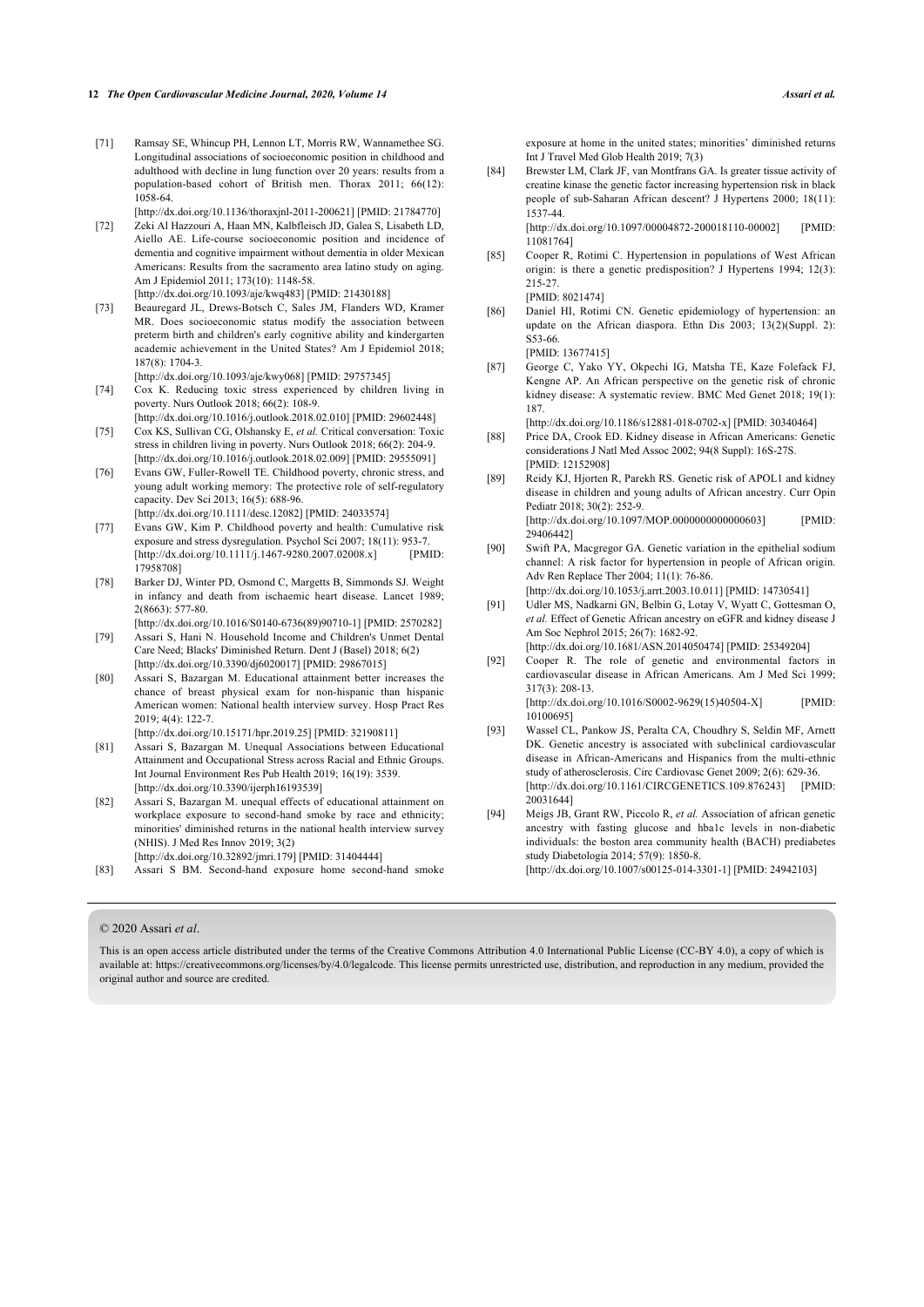[71] Ramsay SE, Whincup PH, Lennon LT, Morris RW, Wannamethee SG. Longitudinal associations of socioeconomic position in childhood and adulthood with decline in lung function over 20 years: results from a population-based cohort of British men. Thorax 2011; 66(12): 1058-64.
[http://dx.doi.org/10.1136/thoraxjnl-2011-200621] [PMID: 21784770]

[72] Zeki Al Hazzouri A, Haan MN, Kalbfleisch JD, Galea S, Lisabeth LD, Aiello AE. Life-course socioeconomic position and incidence of dementia and cognitive impairment without dementia in older Mexican Americans: Results from the sacramento area latino study on aging. Am J Epidemiol 2011; 173(10): 1148-58.
[http://dx.doi.org/10.1093/aje/kwq483] [PMID: 21430188]

[73] Beauregard JL, Drews-Botsch C, Sales JM, Flanders WD, Kramer MR. Does socioeconomic status modify the association between preterm birth and children's early cognitive ability and kindergarten academic achievement in the United States? Am J Epidemiol 2018; 187(8): 1704-3.
[http://dx.doi.org/10.1093/aje/kwy068] [PMID: 29757345]

[74] Cox K. Reducing toxic stress experienced by children living in poverty. Nurs Outlook 2018; 66(2): 108-9.
[http://dx.doi.org/10.1016/j.outlook.2018.02.010] [PMID: 29602448]

[75] Cox KS, Sullivan CG, Olshansky E, *et al.* Critical conversation: Toxic stress in children living in poverty. Nurs Outlook 2018; 66(2): 204-9.
[http://dx.doi.org/10.1016/j.outlook.2018.02.009] [PMID: 29555091]

[76] Evans GW, Fuller-Rowell TE. Childhood poverty, chronic stress, and young adult working memory: The protective role of self-regulatory capacity. Dev Sci 2013; 16(5): 688-96.
[http://dx.doi.org/10.1111/desc.12082] [PMID: 24033574]

[77] Evans GW, Kim P. Childhood poverty and health: Cumulative risk exposure and stress dysregulation. Psychol Sci 2007; 18(11): 953-7.
[http://dx.doi.org/10.1111/j.1467-9280.2007.02008.x] [PMID: 17958708]

[78] Barker DJ, Winter PD, Osmond C, Margetts B, Simmonds SJ. Weight in infancy and death from ischaemic heart disease. Lancet 1989; 2(8663): 577-80.
[http://dx.doi.org/10.1016/S0140-6736(89)90710-1] [PMID: 2570282]

[79] Assari S, Hani N. Household Income and Children's Unmet Dental Care Need; Blacks' Diminished Return. Dent J (Basel) 2018; 6(2)
[http://dx.doi.org/10.3390/dj6020017] [PMID: 29867015]

[80] Assari S, Bazargan M. Educational attainment better increases the chance of breast physical exam for non-hispanic than hispanic American women: National health interview survey. Hosp Pract Res 2019; 4(4): 122-7.
[http://dx.doi.org/10.15171/hpr.2019.25] [PMID: 32190811]

[81] Assari S, Bazargan M. Unequal Associations between Educational Attainment and Occupational Stress across Racial and Ethnic Groups. Int Journal Environment Res Pub Health 2019; 16(19): 3539.
[http://dx.doi.org/10.3390/ijerph16193539]

[82] Assari S, Bazargan M. unequal effects of educational attainment on workplace exposure to second-hand smoke by race and ethnicity; minorities' diminished returns in the national health interview survey (NHIS). J Med Res Innov 2019; 3(2)
[http://dx.doi.org/10.32892/jmri.179] [PMID: 31404444]

[83] Assari S BM. Second-hand exposure home second-hand smoke exposure at home in the united states; minorities' diminished returns Int J Travel Med Glob Health 2019; 7(3)

[84] Brewster LM, Clark JF, van Montfrans GA. Is greater tissue activity of creatine kinase the genetic factor increasing hypertension risk in black people of sub-Saharan African descent? J Hypertens 2000; 18(11): 1537-44.
[http://dx.doi.org/10.1097/00004872-200018110-00002] [PMID: 11081764]

[85] Cooper R, Rotimi C. Hypertension in populations of West African origin: is there a genetic predisposition? J Hypertens 1994; 12(3): 215-27.
[PMID: 8021474]

[86] Daniel HI, Rotimi CN. Genetic epidemiology of hypertension: an update on the African diaspora. Ethn Dis 2003; 13(2)(Suppl. 2): S53-66.
[PMID: 13677415]

[87] George C, Yako YY, Okpechi IG, Matsha TE, Kaze Folefack FJ, Kengne AP. An African perspective on the genetic risk of chronic kidney disease: A systematic review. BMC Med Genet 2018; 19(1): 187.
[http://dx.doi.org/10.1186/s12881-018-0702-x] [PMID: 30340464]

[88] Price DA, Crook ED. Kidney disease in African Americans: Genetic considerations J Natl Med Assoc 2002; 94(8 Suppl): 16S-27S.
[PMID: 12152908]

[89] Reidy KJ, Hjorten R, Parekh RS. Genetic risk of APOL1 and kidney disease in children and young adults of African ancestry. Curr Opin Pediatr 2018; 30(2): 252-9.
[http://dx.doi.org/10.1097/MOP.0000000000000603] [PMID: 29406442]

[90] Swift PA, Macgregor GA. Genetic variation in the epithelial sodium channel: A risk factor for hypertension in people of African origin. Adv Ren Replace Ther 2004; 11(1): 76-86.
[http://dx.doi.org/10.1053/j.arrt.2003.10.011] [PMID: 14730541]

[91] Udler MS, Nadkarni GN, Belbin G, Lotay V, Wyatt C, Gottesman O, *et al.* Effect of Genetic African ancestry on eGFR and kidney disease J Am Soc Nephrol 2015; 26(7): 1682-92.
[http://dx.doi.org/10.1681/ASN.2014050474] [PMID: 25349204]

[92] Cooper R. The role of genetic and environmental factors in cardiovascular disease in African Americans. Am J Med Sci 1999; 317(3): 208-13.
[http://dx.doi.org/10.1016/S0002-9629(15)40504-X] [PMID: 10100695]

[93] Wassel CL, Pankow JS, Peralta CA, Choudhry S, Seldin MF, Arnett DK. Genetic ancestry is associated with subclinical cardiovascular disease in African-Americans and Hispanics from the multi-ethnic study of atherosclerosis. Circ Cardiovasc Genet 2009; 2(6): 629-36.
[http://dx.doi.org/10.1161/CIRCGENETICS.109.876243] [PMID: 20031644]

[94] Meigs JB, Grant RW, Piccolo R, *et al.* Association of african genetic ancestry with fasting glucose and hba1c levels in non-diabetic individuals: the boston area community health (BACH) prediabetes study Diabetologia 2014; 57(9): 1850-8.
[http://dx.doi.org/10.1007/s00125-014-3301-1] [PMID: 24942103]

© 2020 Assari *et al*.

This is an open access article distributed under the terms of the Creative Commons Attribution 4.0 International Public License (CC-BY 4.0), a copy of which is available at: https://creativecommons.org/licenses/by/4.0/legalcode. This license permits unrestricted use, distribution, and reproduction in any medium, provided the original author and source are credited.